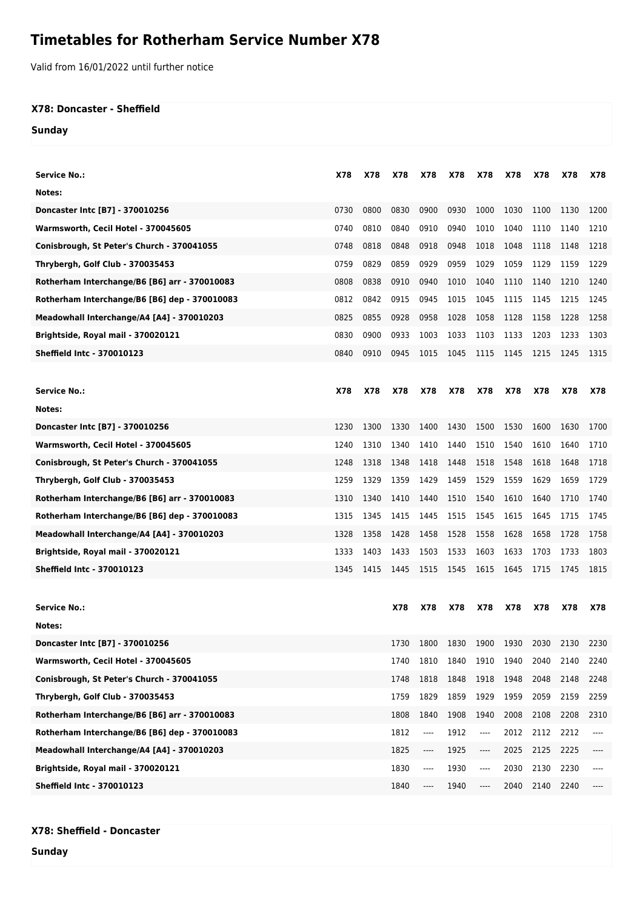# Timetables for Rotherham Service Number X78

Valid from 16/01/2022 until further notice

### X78: Doncaster - Sheffield

**Sunday**

| Service No.: | X78 | X78 | X78 | X78 | X78 | X78 | X78 | X78 | X78 | X78 |
|---|---|---|---|---|---|---|---|---|---|---|
| Notes: | | | | | | | | | | |
| Doncaster Intc [B7] - 370010256 | 0730 | 0800 | 0830 | 0900 | 0930 | 1000 | 1030 | 1100 | 1130 | 1200 |
| Warmsworth, Cecil Hotel - 370045605 | 0740 | 0810 | 0840 | 0910 | 0940 | 1010 | 1040 | 1110 | 1140 | 1210 |
| Conisbrough, St Peter's Church - 370041055 | 0748 | 0818 | 0848 | 0918 | 0948 | 1018 | 1048 | 1118 | 1148 | 1218 |
| Thrybergh, Golf Club - 370035453 | 0759 | 0829 | 0859 | 0929 | 0959 | 1029 | 1059 | 1129 | 1159 | 1229 |
| Rotherham Interchange/B6 [B6] arr - 370010083 | 0808 | 0838 | 0910 | 0940 | 1010 | 1040 | 1110 | 1140 | 1210 | 1240 |
| Rotherham Interchange/B6 [B6] dep - 370010083 | 0812 | 0842 | 0915 | 0945 | 1015 | 1045 | 1115 | 1145 | 1215 | 1245 |
| Meadowhall Interchange/A4 [A4] - 370010203 | 0825 | 0855 | 0928 | 0958 | 1028 | 1058 | 1128 | 1158 | 1228 | 1258 |
| Brightside, Royal mail - 370020121 | 0830 | 0900 | 0933 | 1003 | 1033 | 1103 | 1133 | 1203 | 1233 | 1303 |
| Sheffield Intc - 370010123 | 0840 | 0910 | 0945 | 1015 | 1045 | 1115 | 1145 | 1215 | 1245 | 1315 |

| Service No.: | X78 | X78 | X78 | X78 | X78 | X78 | X78 | X78 | X78 | X78 |
|---|---|---|---|---|---|---|---|---|---|---|
| Notes: | | | | | | | | | | |
| Doncaster Intc [B7] - 370010256 | 1230 | 1300 | 1330 | 1400 | 1430 | 1500 | 1530 | 1600 | 1630 | 1700 |
| Warmsworth, Cecil Hotel - 370045605 | 1240 | 1310 | 1340 | 1410 | 1440 | 1510 | 1540 | 1610 | 1640 | 1710 |
| Conisbrough, St Peter's Church - 370041055 | 1248 | 1318 | 1348 | 1418 | 1448 | 1518 | 1548 | 1618 | 1648 | 1718 |
| Thrybergh, Golf Club - 370035453 | 1259 | 1329 | 1359 | 1429 | 1459 | 1529 | 1559 | 1629 | 1659 | 1729 |
| Rotherham Interchange/B6 [B6] arr - 370010083 | 1310 | 1340 | 1410 | 1440 | 1510 | 1540 | 1610 | 1640 | 1710 | 1740 |
| Rotherham Interchange/B6 [B6] dep - 370010083 | 1315 | 1345 | 1415 | 1445 | 1515 | 1545 | 1615 | 1645 | 1715 | 1745 |
| Meadowhall Interchange/A4 [A4] - 370010203 | 1328 | 1358 | 1428 | 1458 | 1528 | 1558 | 1628 | 1658 | 1728 | 1758 |
| Brightside, Royal mail - 370020121 | 1333 | 1403 | 1433 | 1503 | 1533 | 1603 | 1633 | 1703 | 1733 | 1803 |
| Sheffield Intc - 370010123 | 1345 | 1415 | 1445 | 1515 | 1545 | 1615 | 1645 | 1715 | 1745 | 1815 |

| Service No.: | X78 | X78 | X78 | X78 | X78 | X78 | X78 | X78 |
|---|---|---|---|---|---|---|---|---|
| Notes: | | | | | | | | |
| Doncaster Intc [B7] - 370010256 | 1730 | 1800 | 1830 | 1900 | 1930 | 2030 | 2130 | 2230 |
| Warmsworth, Cecil Hotel - 370045605 | 1740 | 1810 | 1840 | 1910 | 1940 | 2040 | 2140 | 2240 |
| Conisbrough, St Peter's Church - 370041055 | 1748 | 1818 | 1848 | 1918 | 1948 | 2048 | 2148 | 2248 |
| Thrybergh, Golf Club - 370035453 | 1759 | 1829 | 1859 | 1929 | 1959 | 2059 | 2159 | 2259 |
| Rotherham Interchange/B6 [B6] arr - 370010083 | 1808 | 1840 | 1908 | 1940 | 2008 | 2108 | 2208 | 2310 |
| Rotherham Interchange/B6 [B6] dep - 370010083 | 1812 | ---- | 1912 | ---- | 2012 | 2112 | 2212 | ---- |
| Meadowhall Interchange/A4 [A4] - 370010203 | 1825 | ---- | 1925 | ---- | 2025 | 2125 | 2225 | ---- |
| Brightside, Royal mail - 370020121 | 1830 | ---- | 1930 | ---- | 2030 | 2130 | 2230 | ---- |
| Sheffield Intc - 370010123 | 1840 | ---- | 1940 | ---- | 2040 | 2140 | 2240 | ---- |

### X78: Sheffield - Doncaster

**Sunday**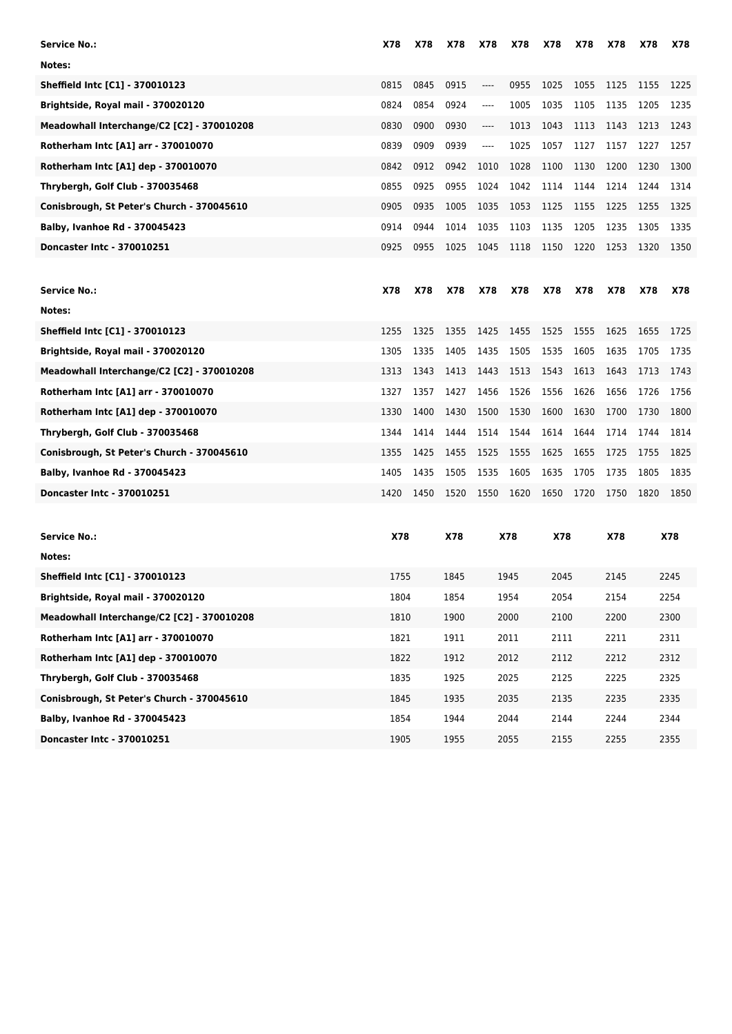| Service No.: | X78 | X78 | X78 | X78 | X78 | X78 | X78 | X78 | X78 | X78 |
|---|---|---|---|---|---|---|---|---|---|---|
| Notes: | | | | | | | | | | |
| Sheffield Intc [C1] - 370010123 | 0815 | 0845 | 0915 | ---- | 0955 | 1025 | 1055 | 1125 | 1155 | 1225 |
| Brightside, Royal mail - 370020120 | 0824 | 0854 | 0924 | ---- | 1005 | 1035 | 1105 | 1135 | 1205 | 1235 |
| Meadowhall Interchange/C2 [C2] - 370010208 | 0830 | 0900 | 0930 | ---- | 1013 | 1043 | 1113 | 1143 | 1213 | 1243 |
| Rotherham Intc [A1] arr - 370010070 | 0839 | 0909 | 0939 | ---- | 1025 | 1057 | 1127 | 1157 | 1227 | 1257 |
| Rotherham Intc [A1] dep - 370010070 | 0842 | 0912 | 0942 | 1010 | 1028 | 1100 | 1130 | 1200 | 1230 | 1300 |
| Thrybergh, Golf Club - 370035468 | 0855 | 0925 | 0955 | 1024 | 1042 | 1114 | 1144 | 1214 | 1244 | 1314 |
| Conisbrough, St Peter's Church - 370045610 | 0905 | 0935 | 1005 | 1035 | 1053 | 1125 | 1155 | 1225 | 1255 | 1325 |
| Balby, Ivanhoe Rd - 370045423 | 0914 | 0944 | 1014 | 1035 | 1103 | 1135 | 1205 | 1235 | 1305 | 1335 |
| Doncaster Intc - 370010251 | 0925 | 0955 | 1025 | 1045 | 1118 | 1150 | 1220 | 1253 | 1320 | 1350 |

| Service No.: | X78 | X78 | X78 | X78 | X78 | X78 | X78 | X78 | X78 | X78 |
|---|---|---|---|---|---|---|---|---|---|---|
| Notes: | | | | | | | | | | |
| Sheffield Intc [C1] - 370010123 | 1255 | 1325 | 1355 | 1425 | 1455 | 1525 | 1555 | 1625 | 1655 | 1725 |
| Brightside, Royal mail - 370020120 | 1305 | 1335 | 1405 | 1435 | 1505 | 1535 | 1605 | 1635 | 1705 | 1735 |
| Meadowhall Interchange/C2 [C2] - 370010208 | 1313 | 1343 | 1413 | 1443 | 1513 | 1543 | 1613 | 1643 | 1713 | 1743 |
| Rotherham Intc [A1] arr - 370010070 | 1327 | 1357 | 1427 | 1456 | 1526 | 1556 | 1626 | 1656 | 1726 | 1756 |
| Rotherham Intc [A1] dep - 370010070 | 1330 | 1400 | 1430 | 1500 | 1530 | 1600 | 1630 | 1700 | 1730 | 1800 |
| Thrybergh, Golf Club - 370035468 | 1344 | 1414 | 1444 | 1514 | 1544 | 1614 | 1644 | 1714 | 1744 | 1814 |
| Conisbrough, St Peter's Church - 370045610 | 1355 | 1425 | 1455 | 1525 | 1555 | 1625 | 1655 | 1725 | 1755 | 1825 |
| Balby, Ivanhoe Rd - 370045423 | 1405 | 1435 | 1505 | 1535 | 1605 | 1635 | 1705 | 1735 | 1805 | 1835 |
| Doncaster Intc - 370010251 | 1420 | 1450 | 1520 | 1550 | 1620 | 1650 | 1720 | 1750 | 1820 | 1850 |

| Service No.: | X78 | X78 | X78 | X78 | X78 | X78 |
|---|---|---|---|---|---|---|
| Notes: | | | | | | |
| Sheffield Intc [C1] - 370010123 | 1755 | 1845 | 1945 | 2045 | 2145 | 2245 |
| Brightside, Royal mail - 370020120 | 1804 | 1854 | 1954 | 2054 | 2154 | 2254 |
| Meadowhall Interchange/C2 [C2] - 370010208 | 1810 | 1900 | 2000 | 2100 | 2200 | 2300 |
| Rotherham Intc [A1] arr - 370010070 | 1821 | 1911 | 2011 | 2111 | 2211 | 2311 |
| Rotherham Intc [A1] dep - 370010070 | 1822 | 1912 | 2012 | 2112 | 2212 | 2312 |
| Thrybergh, Golf Club - 370035468 | 1835 | 1925 | 2025 | 2125 | 2225 | 2325 |
| Conisbrough, St Peter's Church - 370045610 | 1845 | 1935 | 2035 | 2135 | 2235 | 2335 |
| Balby, Ivanhoe Rd - 370045423 | 1854 | 1944 | 2044 | 2144 | 2244 | 2344 |
| Doncaster Intc - 370010251 | 1905 | 1955 | 2055 | 2155 | 2255 | 2355 |